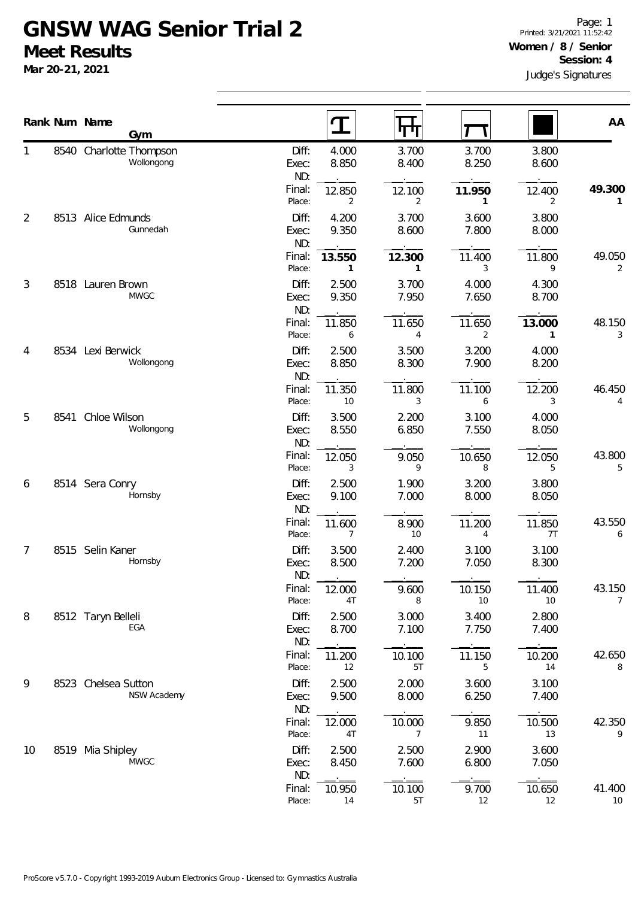# GNSW WAG Senior Trial 2

## Meet Results

**Mar 20-21, 2021**

Printed: 3/21/2021 11:52:42

**Women / 8 / Senior**

**Session: 4**

Judge's Signatures

| Rank | Num | Name / Gym | | Vault | Bars | Beam | Floor | AA |
|---|---|---|---|---|---|---|---|---|
| 1 | 8540 | Charlotte Thompson<br>Wollongong | Diff: | 4.000 | 3.700 | 3.700 | 3.800 | |
| | | | Exec: | 8.850 | 8.400 | 8.250 | 8.600 | |
| | | | ND: | . | . | . | . | |
| | | | Final: | 12.850 | 12.100 | **11.950** | 12.400 | **49.300** |
| | | | Place: | 2 | 2 | **1** | 2 | **1** |
| 2 | 8513 | Alice Edmunds<br>Gunnedah | Diff: | 4.200 | 3.700 | 3.600 | 3.800 | |
| | | | Exec: | 9.350 | 8.600 | 7.800 | 8.000 | |
| | | | ND: | . | . | . | . | |
| | | | Final: | **13.550** | **12.300** | 11.400 | 11.800 | 49.050 |
| | | | Place: | **1** | **1** | 3 | 9 | 2 |
| 3 | 8518 | Lauren Brown<br>MWGC | Diff: | 2.500 | 3.700 | 4.000 | 4.300 | |
| | | | Exec: | 9.350 | 7.950 | 7.650 | 8.700 | |
| | | | ND: | . | . | . | . | |
| | | | Final: | 11.850 | 11.650 | 11.650 | **13.000** | 48.150 |
| | | | Place: | 6 | 4 | 2 | **1** | 3 |
| 4 | 8534 | Lexi Berwick<br>Wollongong | Diff: | 2.500 | 3.500 | 3.200 | 4.000 | |
| | | | Exec: | 8.850 | 8.300 | 7.900 | 8.200 | |
| | | | ND: | . | . | . | . | |
| | | | Final: | 11.350 | 11.800 | 11.100 | 12.200 | 46.450 |
| | | | Place: | 10 | 3 | 6 | 3 | 4 |
| 5 | 8541 | Chloe Wilson<br>Wollongong | Diff: | 3.500 | 2.200 | 3.100 | 4.000 | |
| | | | Exec: | 8.550 | 6.850 | 7.550 | 8.050 | |
| | | | ND: | . | . | . | . | |
| | | | Final: | 12.050 | 9.050 | 10.650 | 12.050 | 43.800 |
| | | | Place: | 3 | 9 | 8 | 5 | 5 |
| 6 | 8514 | Sera Conry<br>Hornsby | Diff: | 2.500 | 1.900 | 3.200 | 3.800 | |
| | | | Exec: | 9.100 | 7.000 | 8.000 | 8.050 | |
| | | | ND: | . | . | . | . | |
| | | | Final: | 11.600 | 8.900 | 11.200 | 11.850 | 43.550 |
| | | | Place: | 7 | 10 | 4 | 7T | 6 |
| 7 | 8515 | Selin Kaner<br>Hornsby | Diff: | 3.500 | 2.400 | 3.100 | 3.100 | |
| | | | Exec: | 8.500 | 7.200 | 7.050 | 8.300 | |
| | | | ND: | . | . | . | . | |
| | | | Final: | 12.000 | 9.600 | 10.150 | 11.400 | 43.150 |
| | | | Place: | 4T | 8 | 10 | 10 | 7 |
| 8 | 8512 | Taryn Belleli<br>EGA | Diff: | 2.500 | 3.000 | 3.400 | 2.800 | |
| | | | Exec: | 8.700 | 7.100 | 7.750 | 7.400 | |
| | | | ND: | . | . | . | . | |
| | | | Final: | 11.200 | 10.100 | 11.150 | 10.200 | 42.650 |
| | | | Place: | 12 | 5T | 5 | 14 | 8 |
| 9 | 8523 | Chelsea Sutton<br>NSW Academy | Diff: | 2.500 | 2.000 | 3.600 | 3.100 | |
| | | | Exec: | 9.500 | 8.000 | 6.250 | 7.400 | |
| | | | ND: | . | . | . | . | |
| | | | Final: | 12.000 | 10.000 | 9.850 | 10.500 | 42.350 |
| | | | Place: | 4T | 7 | 11 | 13 | 9 |
| 10 | 8519 | Mia Shipley<br>MWGC | Diff: | 2.500 | 2.500 | 2.900 | 3.600 | |
| | | | Exec: | 8.450 | 7.600 | 6.800 | 7.050 | |
| | | | ND: | . | . | . | . | |
| | | | Final: | 10.950 | 10.100 | 9.700 | 10.650 | 41.400 |
| | | | Place: | 14 | 5T | 12 | 12 | 10 |

ProScore v5.7.0 - Copyright 1993-2019 Auburn Electronics Group - Licensed to: Gymnastics Australia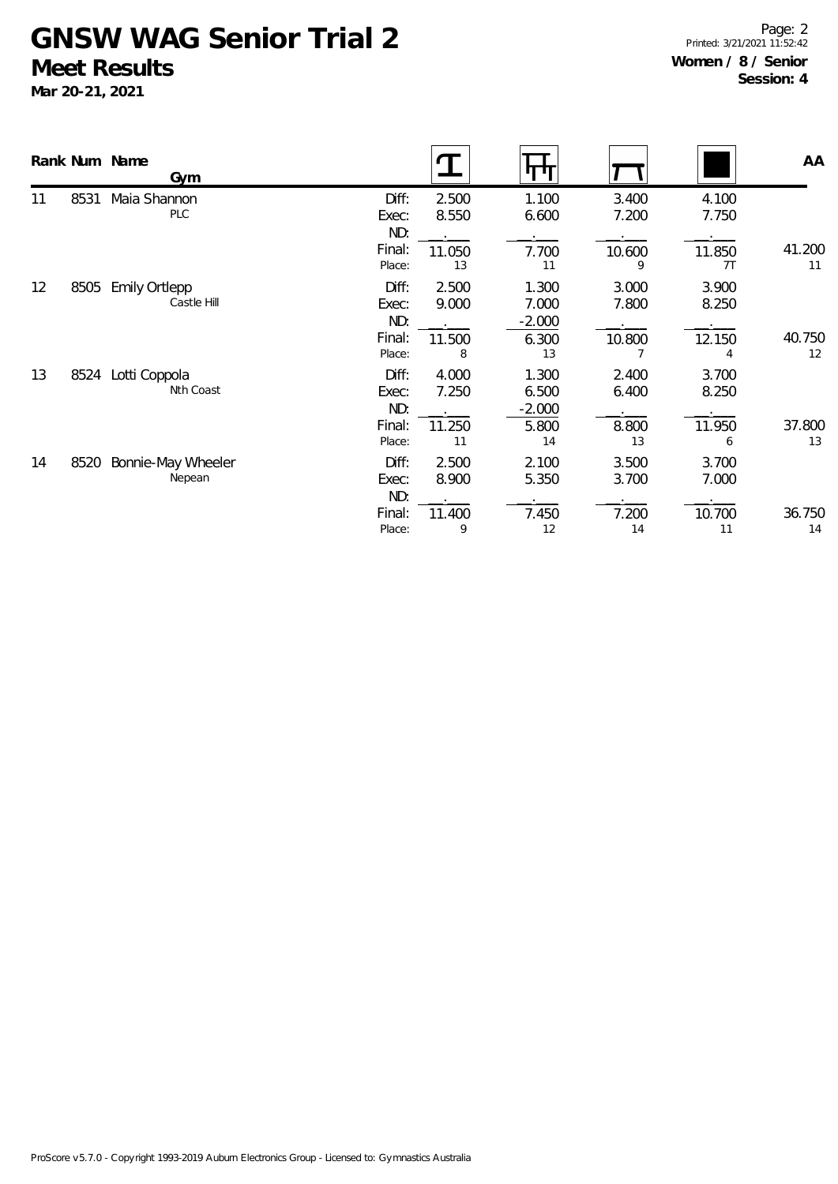# GNSW WAG Senior Trial 2

## Meet Results

**Mar 20-21, 2021**

**Women / 8 / Senior**
**Session: 4**

| Rank | Num | Name / Gym | | Vault | Bars | Beam | Floor | AA |
|---|---|---|---|---|---|---|---|---|
| 11 | 8531 | Maia Shannon | Diff: | 2.500 | 1.100 | 3.400 | 4.100 | |
| | | PLC | Exec: | 8.550 | 6.600 | 7.200 | 7.750 | |
| | | | ND: | | | | | |
| | | | Final: | 11.050 | 7.700 | 10.600 | 11.850 | 41.200 |
| | | | Place: | 13 | 11 | 9 | 7T | 11 |
| 12 | 8505 | Emily Ortlepp | Diff: | 2.500 | 1.300 | 3.000 | 3.900 | |
| | | Castle Hill | Exec: | 9.000 | 7.000 | 7.800 | 8.250 | |
| | | | ND: | | -2.000 | | | |
| | | | Final: | 11.500 | 6.300 | 10.800 | 12.150 | 40.750 |
| | | | Place: | 8 | 13 | 7 | 4 | 12 |
| 13 | 8524 | Lotti Coppola | Diff: | 4.000 | 1.300 | 2.400 | 3.700 | |
| | | Nth Coast | Exec: | 7.250 | 6.500 | 6.400 | 8.250 | |
| | | | ND: | | -2.000 | | | |
| | | | Final: | 11.250 | 5.800 | 8.800 | 11.950 | 37.800 |
| | | | Place: | 11 | 14 | 13 | 6 | 13 |
| 14 | 8520 | Bonnie-May Wheeler | Diff: | 2.500 | 2.100 | 3.500 | 3.700 | |
| | | Nepean | Exec: | 8.900 | 5.350 | 3.700 | 7.000 | |
| | | | ND: | | | | | |
| | | | Final: | 11.400 | 7.450 | 7.200 | 10.700 | 36.750 |
| | | | Place: | 9 | 12 | 14 | 11 | 14 |